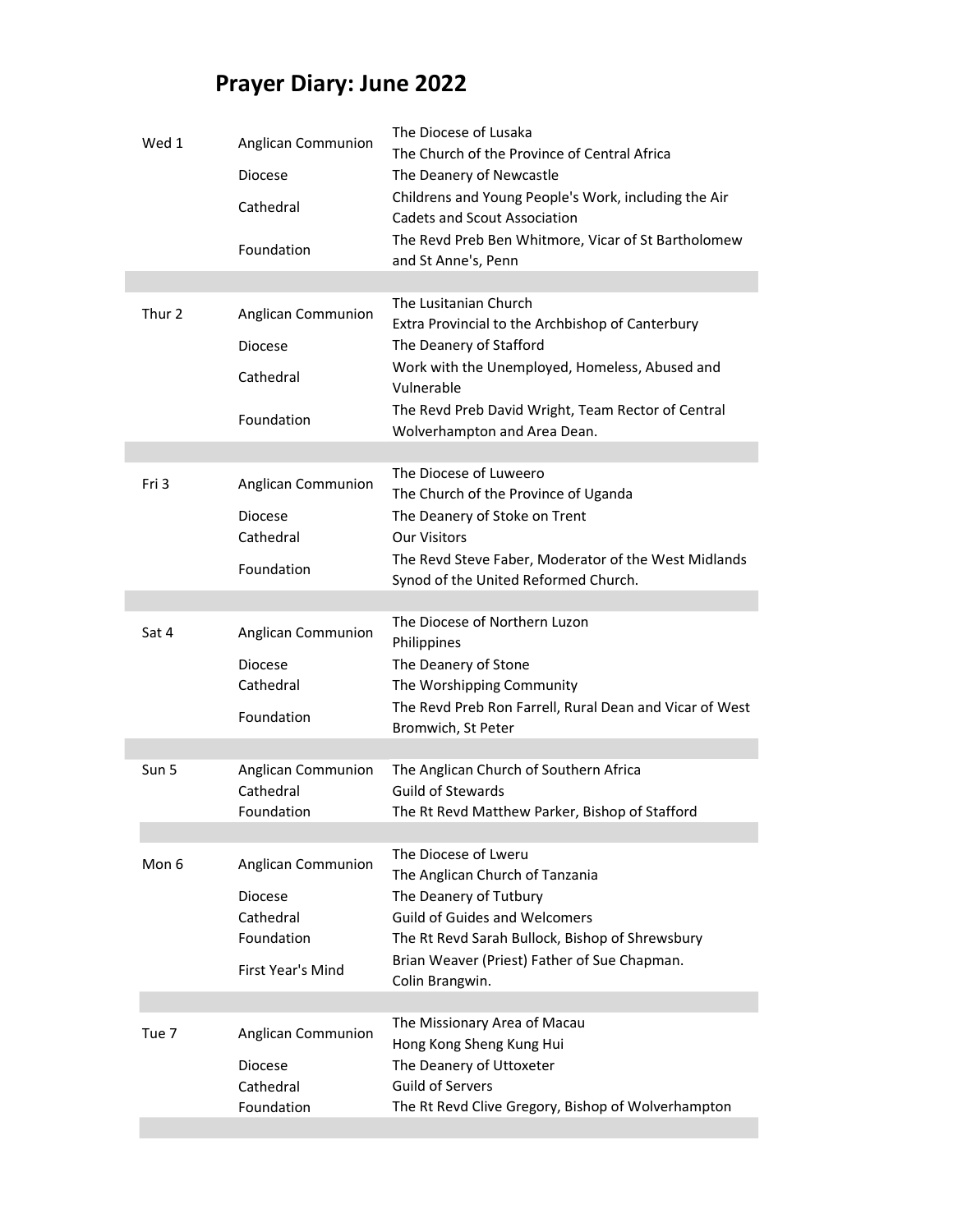# Prayer Diary: June 2022

| Day | Category | Intention |
| --- | --- | --- |
| Wed 1 | Anglican Communion | The Diocese of Lusaka<br>The Church of the Province of Central Africa |
| | Diocese | The Deanery of Newcastle |
| | Cathedral | Childrens and Young People's Work, including the Air Cadets and Scout Association |
| | Foundation | The Revd Preb Ben Whitmore, Vicar of St Bartholomew and St Anne's, Penn |
| | | |
| Thur 2 | Anglican Communion | The Lusitanian Church<br>Extra Provincial to the Archbishop of Canterbury |
| | Diocese | The Deanery of Stafford |
| | Cathedral | Work with the Unemployed, Homeless, Abused and Vulnerable |
| | Foundation | The Revd Preb David Wright, Team Rector of Central Wolverhampton and Area Dean. |
| | | |
| Fri 3 | Anglican Communion | The Diocese of Luweero<br>The Church of the Province of Uganda |
| | Diocese | The Deanery of Stoke on Trent |
| | Cathedral | Our Visitors |
| | Foundation | The Revd Steve Faber, Moderator of the West Midlands Synod of the United Reformed Church. |
| | | |
| Sat 4 | Anglican Communion | The Diocese of Northern Luzon<br>Philippines |
| | Diocese | The Deanery of Stone |
| | Cathedral | The Worshipping Community |
| | Foundation | The Revd Preb Ron Farrell, Rural Dean and Vicar of West Bromwich, St Peter |
| | | |
| Sun 5 | Anglican Communion | The Anglican Church of Southern Africa |
| | Cathedral | Guild of Stewards |
| | Foundation | The Rt Revd Matthew Parker, Bishop of Stafford |
| | | |
| Mon 6 | Anglican Communion | The Diocese of Lweru<br>The Anglican Church of Tanzania |
| | Diocese | The Deanery of Tutbury |
| | Cathedral | Guild of Guides and Welcomers |
| | Foundation | The Rt Revd Sarah Bullock, Bishop of Shrewsbury |
| | First Year's Mind | Brian Weaver (Priest) Father of Sue Chapman.<br>Colin Brangwin. |
| | | |
| Tue 7 | Anglican Communion | The Missionary Area of Macau<br>Hong Kong Sheng Kung Hui |
| | Diocese | The Deanery of Uttoxeter |
| | Cathedral | Guild of Servers |
| | Foundation | The Rt Revd Clive Gregory, Bishop of Wolverhampton |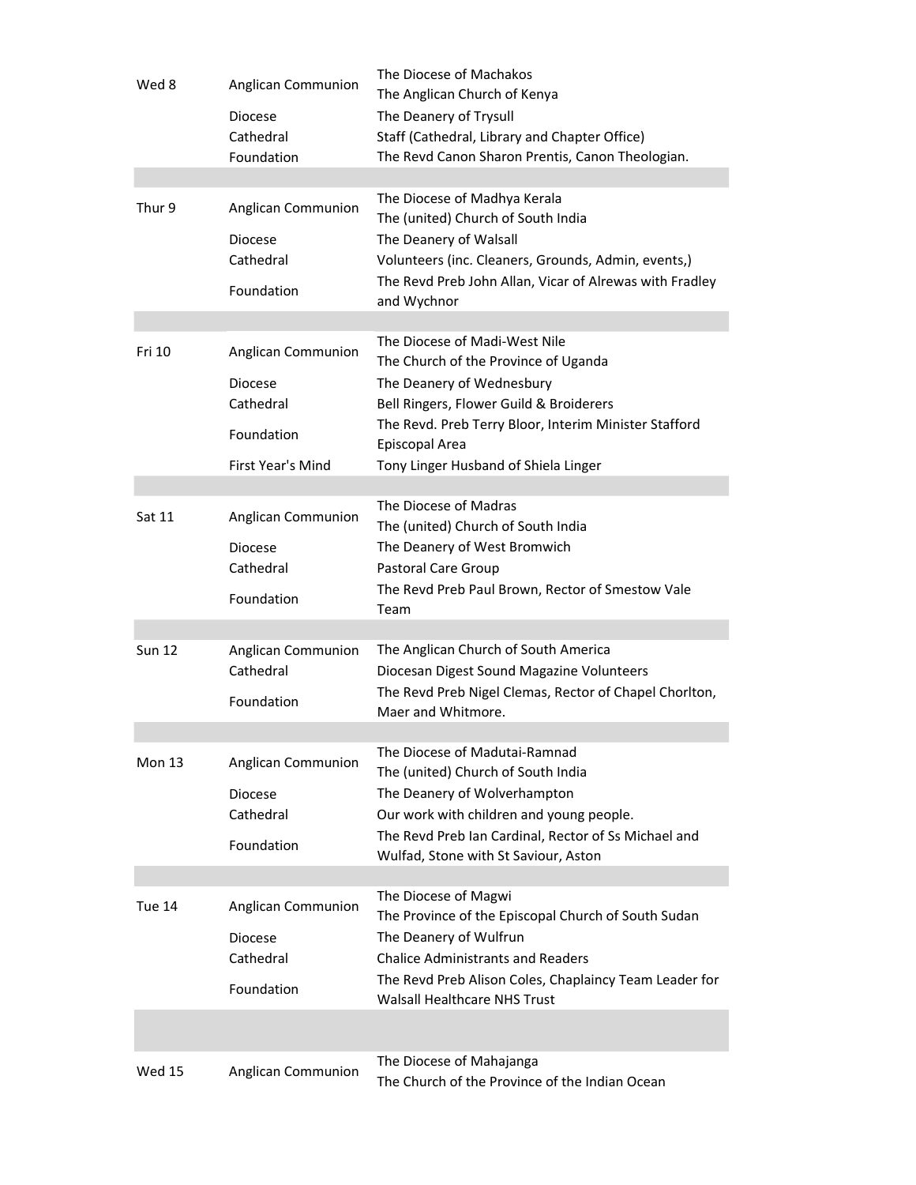| | | |
|---|---|---|
| Wed 8 | Anglican Communion | The Diocese of Machakos<br>The Anglican Church of Kenya |
| | Diocese | The Deanery of Trysull |
| | Cathedral | Staff (Cathedral, Library and Chapter Office) |
| | Foundation | The Revd Canon Sharon Prentis, Canon Theologian. |
| | | |
| Thur 9 | Anglican Communion | The Diocese of Madhya Kerala<br>The (united) Church of South India |
| | Diocese | The Deanery of Walsall |
| | Cathedral | Volunteers (inc. Cleaners, Grounds, Admin, events,) |
| | Foundation | The Revd Preb John Allan, Vicar of Alrewas with Fradley and Wychnor |
| | | |
| Fri 10 | Anglican Communion | The Diocese of Madi-West Nile<br>The Church of the Province of Uganda |
| | Diocese | The Deanery of Wednesbury |
| | Cathedral | Bell Ringers, Flower Guild & Broiderers |
| | Foundation | The Revd. Preb Terry Bloor, Interim Minister Stafford Episcopal Area |
| | First Year's Mind | Tony Linger Husband of Shiela Linger |
| | | |
| Sat 11 | Anglican Communion | The Diocese of Madras<br>The (united) Church of South India |
| | Diocese | The Deanery of West Bromwich |
| | Cathedral | Pastoral Care Group |
| | Foundation | The Revd Preb Paul Brown, Rector of Smestow Vale Team |
| | | |
| Sun 12 | Anglican Communion | The Anglican Church of South America |
| | Cathedral | Diocesan Digest Sound Magazine Volunteers |
| | Foundation | The Revd Preb Nigel Clemas, Rector of Chapel Chorlton, Maer and Whitmore. |
| | | |
| Mon 13 | Anglican Communion | The Diocese of Madutai-Ramnad<br>The (united) Church of South India |
| | Diocese | The Deanery of Wolverhampton |
| | Cathedral | Our work with children and young people. |
| | Foundation | The Revd Preb Ian Cardinal, Rector of Ss Michael and Wulfad, Stone with St Saviour, Aston |
| | | |
| Tue 14 | Anglican Communion | The Diocese of Magwi<br>The Province of the Episcopal Church of South Sudan |
| | Diocese | The Deanery of Wulfrun |
| | Cathedral | Chalice Administrants and Readers |
| | Foundation | The Revd Preb Alison Coles, Chaplaincy Team Leader for Walsall Healthcare NHS Trust |
| | | |
| Wed 15 | Anglican Communion | The Diocese of Mahajanga<br>The Church of the Province of the Indian Ocean |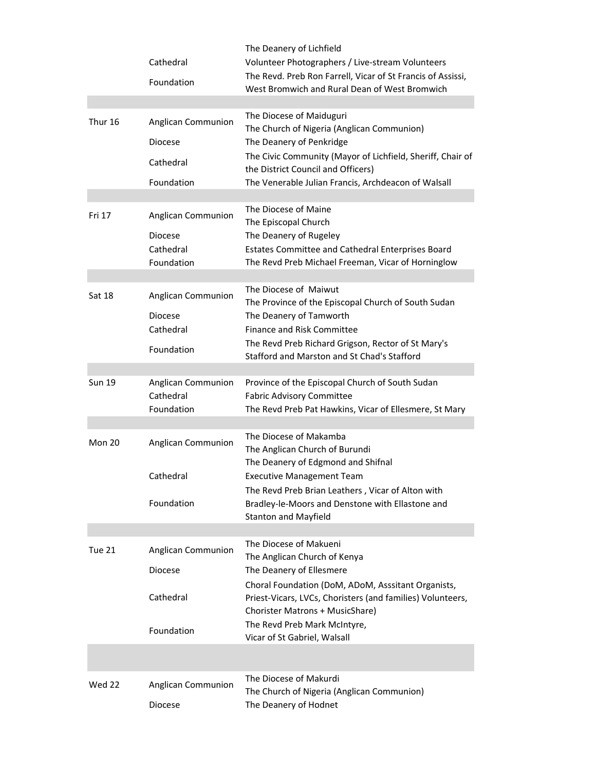| | | |
|---|---|---|
| | | The Deanery of Lichfield |
| | Cathedral | Volunteer Photographers / Live-stream Volunteers |
| | Foundation | The Revd. Preb Ron Farrell, Vicar of St Francis of Assissi, West Bromwich and Rural Dean of West Bromwich |
| | | |
| Thur 16 | Anglican Communion | The Diocese of Maiduguri<br>The Church of Nigeria (Anglican Communion) |
| | Diocese | The Deanery of Penkridge |
| | Cathedral | The Civic Community (Mayor of Lichfield, Sheriff, Chair of the District Council and Officers) |
| | Foundation | The Venerable Julian Francis, Archdeacon of Walsall |
| | | |
| Fri 17 | Anglican Communion | The Diocese of Maine<br>The Episcopal Church |
| | Diocese | The Deanery of Rugeley |
| | Cathedral | Estates Committee and Cathedral Enterprises Board |
| | Foundation | The Revd Preb Michael Freeman, Vicar of Horninglow |
| | | |
| Sat 18 | Anglican Communion | The Diocese of Maiwut<br>The Province of the Episcopal Church of South Sudan |
| | Diocese | The Deanery of Tamworth |
| | Cathedral | Finance and Risk Committee |
| | Foundation | The Revd Preb Richard Grigson, Rector of St Mary's Stafford and Marston and St Chad's Stafford |
| | | |
| Sun 19 | Anglican Communion | Province of the Episcopal Church of South Sudan |
| | Cathedral | Fabric Advisory Committee |
| | Foundation | The Revd Preb Pat Hawkins, Vicar of Ellesmere, St Mary |
| | | |
| Mon 20 | Anglican Communion | The Diocese of Makamba<br>The Anglican Church of Burundi<br>The Deanery of Edgmond and Shifnal |
| | Cathedral | Executive Management Team |
| | Foundation | The Revd Preb Brian Leathers , Vicar of Alton with Bradley-le-Moors and Denstone with Ellastone and Stanton and Mayfield |
| | | |
| Tue 21 | Anglican Communion | The Diocese of Makueni<br>The Anglican Church of Kenya |
| | Diocese | The Deanery of Ellesmere |
| | Cathedral | Choral Foundation (DoM, ADoM, Asssitant Organists, Priest-Vicars, LVCs, Choristers (and families) Volunteers, Chorister Matrons + MusicShare) |
| | Foundation | The Revd Preb Mark McIntyre,<br>Vicar of St Gabriel, Walsall |
| | | |
| Wed 22 | Anglican Communion | The Diocese of Makurdi<br>The Church of Nigeria (Anglican Communion) |
| | Diocese | The Deanery of Hodnet |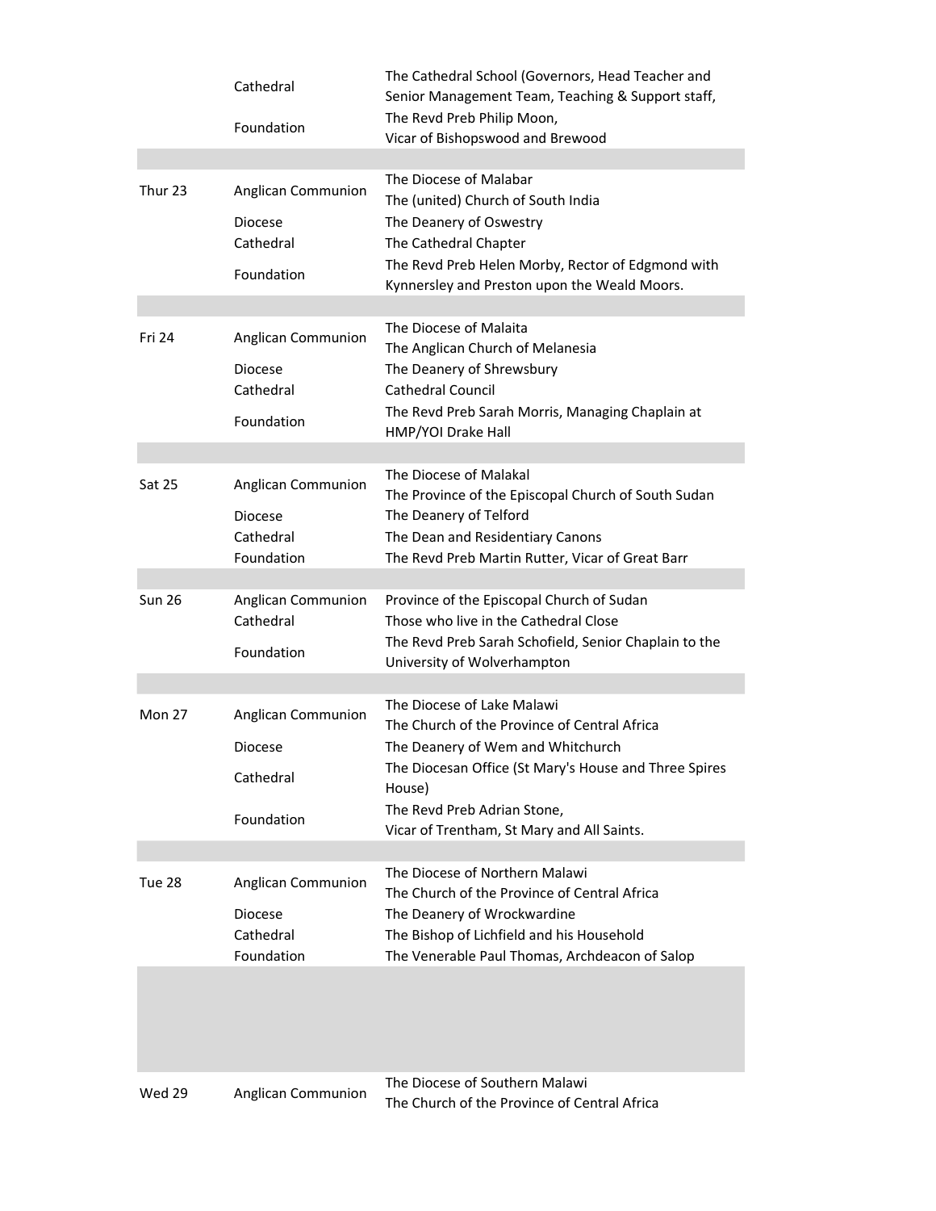| | | |
|---|---|---|
| | Cathedral | The Cathedral School (Governors, Head Teacher and Senior Management Team, Teaching & Support staff, |
| | Foundation | The Revd Preb Philip Moon, Vicar of Bishopswood and Brewood |
| | | |
| Thur 23 | Anglican Communion | The Diocese of Malabar The (united) Church of South India |
| | Diocese | The Deanery of Oswestry |
| | Cathedral | The Cathedral Chapter |
| | Foundation | The Revd Preb Helen Morby, Rector of Edgmond with Kynnersley and Preston upon the Weald Moors. |
| | | |
| Fri 24 | Anglican Communion | The Diocese of Malaita The Anglican Church of Melanesia |
| | Diocese | The Deanery of Shrewsbury |
| | Cathedral | Cathedral Council |
| | Foundation | The Revd Preb Sarah Morris, Managing Chaplain at HMP/YOI Drake Hall |
| | | |
| Sat 25 | Anglican Communion | The Diocese of Malakal The Province of the Episcopal Church of South Sudan |
| | Diocese | The Deanery of Telford |
| | Cathedral | The Dean and Residentiary Canons |
| | Foundation | The Revd Preb Martin Rutter, Vicar of Great Barr |
| | | |
| Sun 26 | Anglican Communion | Province of the Episcopal Church of Sudan |
| | Cathedral | Those who live in the Cathedral Close |
| | Foundation | The Revd Preb Sarah Schofield, Senior Chaplain to the University of Wolverhampton |
| | | |
| Mon 27 | Anglican Communion | The Diocese of Lake Malawi The Church of the Province of Central Africa |
| | Diocese | The Deanery of Wem and Whitchurch |
| | Cathedral | The Diocesan Office (St Mary's House and Three Spires House) |
| | Foundation | The Revd Preb Adrian Stone, Vicar of Trentham, St Mary and All Saints. |
| | | |
| Tue 28 | Anglican Communion | The Diocese of Northern Malawi The Church of the Province of Central Africa |
| | Diocese | The Deanery of Wrockwardine |
| | Cathedral | The Bishop of Lichfield and his Household |
| | Foundation | The Venerable Paul Thomas, Archdeacon of Salop |
| | | |
| Wed 29 | Anglican Communion | The Diocese of Southern Malawi The Church of the Province of Central Africa |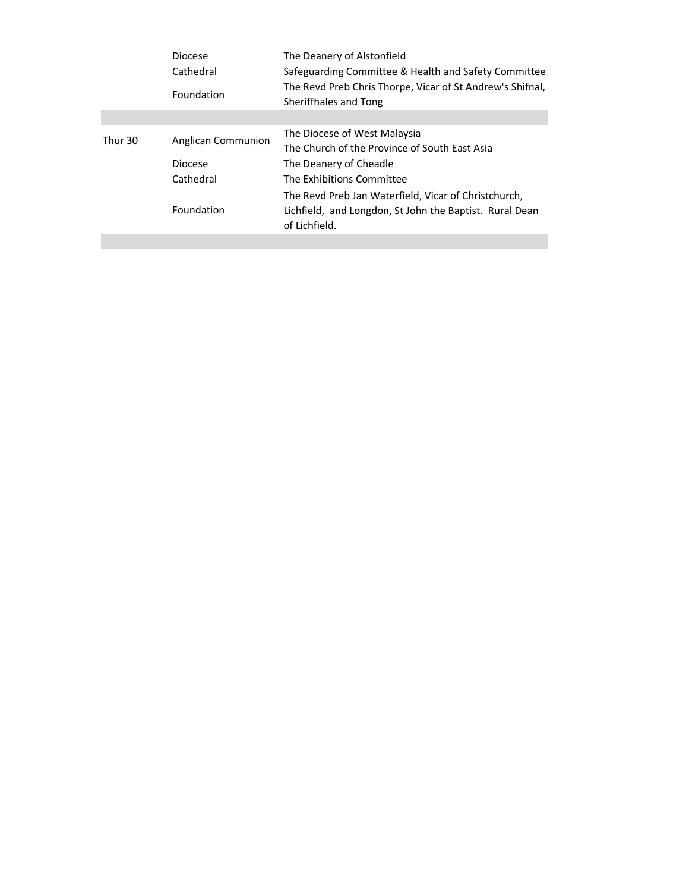| | | |
|---|---|---|
| | Diocese | The Deanery of Alstonfield |
| | Cathedral | Safeguarding Committee & Health and Safety Committee |
| | Foundation | The Revd Preb Chris Thorpe, Vicar of St Andrew's Shifnal, Sheriffhales and Tong |
| | | |
| Thur 30 | Anglican Communion | The Diocese of West Malaysia<br>The Church of the Province of South East Asia |
| | Diocese | The Deanery of Cheadle |
| | Cathedral | The Exhibitions Committee |
| | Foundation | The Revd Preb Jan Waterfield, Vicar of Christchurch, Lichfield, and Longdon, St John the Baptist. Rural Dean of Lichfield. |
| | | |